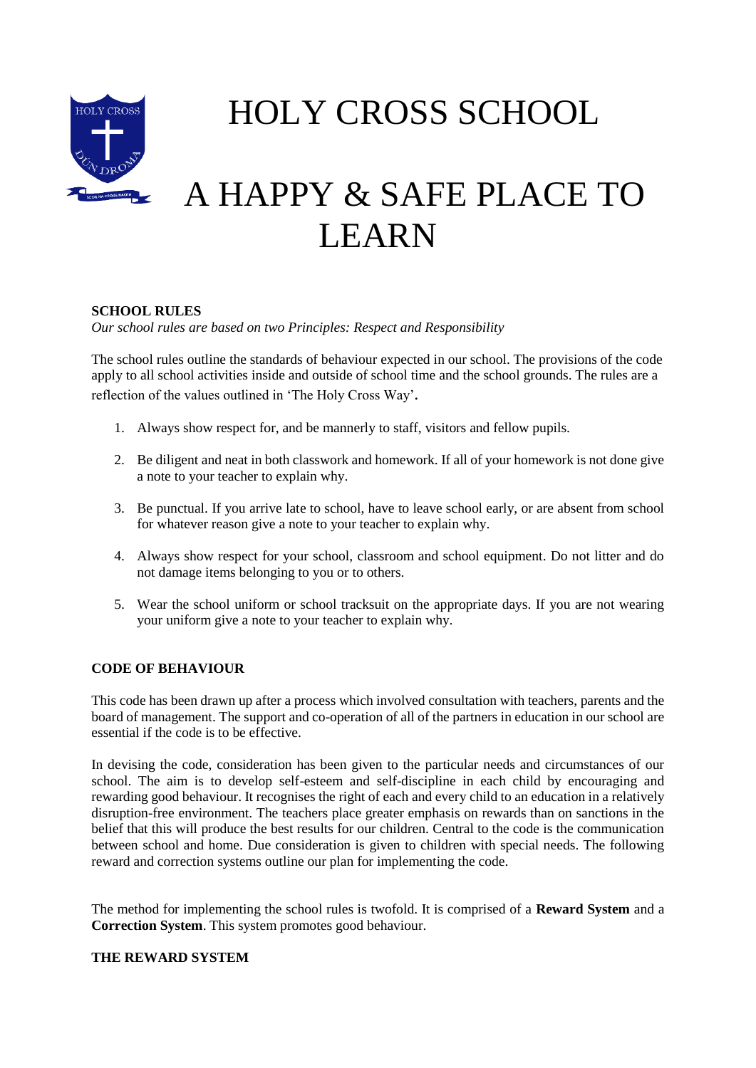# HOLY CROSS SCHOOL

# A HAPPY & SAFE PLACE TO LEARN

**SCHOOL RULES**

*Our school rules are based on two Principles: Respect and Responsibility*

The school rules outline the standards of behaviour expected in our school. The provisions of the code apply to all school activities inside and outside of school time and the school grounds. The rules are a reflection of the values outlined in 'The Holy Cross Way'.

1. Always show respect for, and be mannerly to staff, visitors and fellow pupils.
2. Be diligent and neat in both classwork and homework. If all of your homework is not done give a note to your teacher to explain why.
3. Be punctual. If you arrive late to school, have to leave school early, or are absent from school for whatever reason give a note to your teacher to explain why.
4. Always show respect for your school, classroom and school equipment. Do not litter and do not damage items belonging to you or to others.
5. Wear the school uniform or school tracksuit on the appropriate days. If you are not wearing your uniform give a note to your teacher to explain why.

**CODE OF BEHAVIOUR**

This code has been drawn up after a process which involved consultation with teachers, parents and the board of management. The support and co-operation of all of the partners in education in our school are essential if the code is to be effective.

In devising the code, consideration has been given to the particular needs and circumstances of our school. The aim is to develop self-esteem and self-discipline in each child by encouraging and rewarding good behaviour. It recognises the right of each and every child to an education in a relatively disruption-free environment. The teachers place greater emphasis on rewards than on sanctions in the belief that this will produce the best results for our children. Central to the code is the communication between school and home. Due consideration is given to children with special needs. The following reward and correction systems outline our plan for implementing the code.

The method for implementing the school rules is twofold. It is comprised of a **Reward System** and a **Correction System**. This system promotes good behaviour.

**THE REWARD SYSTEM**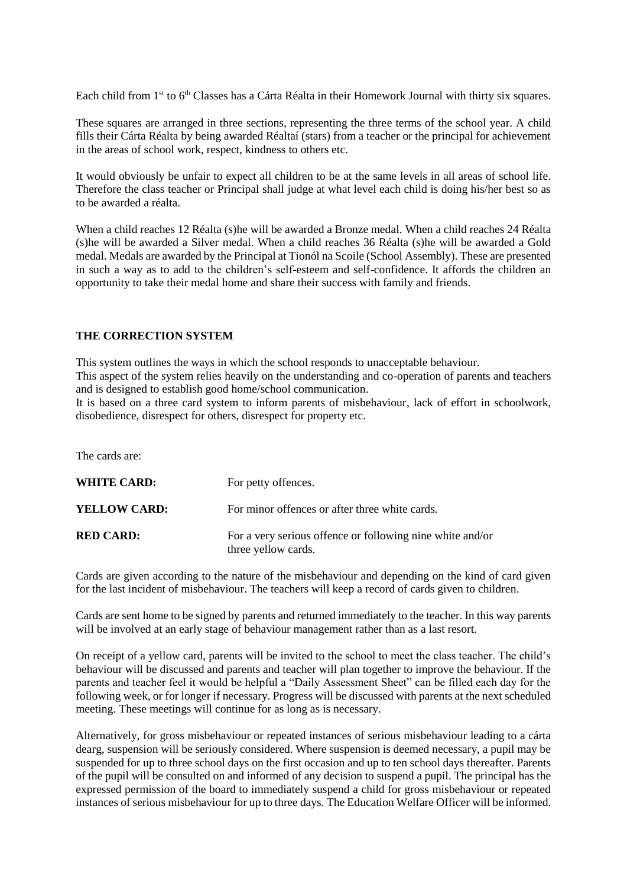Each child from 1st to 6th Classes has a Cárta Réalta in their Homework Journal with thirty six squares.

These squares are arranged in three sections, representing the three terms of the school year. A child fills their Cárta Réalta by being awarded Réaltaí (stars) from a teacher or the principal for achievement in the areas of school work, respect, kindness to others etc.

It would obviously be unfair to expect all children to be at the same levels in all areas of school life. Therefore the class teacher or Principal shall judge at what level each child is doing his/her best so as to be awarded a réalta.

When a child reaches 12 Réalta (s)he will be awarded a Bronze medal. When a child reaches 24 Réalta (s)he will be awarded a Silver medal. When a child reaches 36 Réalta (s)he will be awarded a Gold medal. Medals are awarded by the Principal at Tionól na Scoile (School Assembly). These are presented in such a way as to add to the children's self-esteem and self-confidence. It affords the children an opportunity to take their medal home and share their success with family and friends.

**THE CORRECTION SYSTEM**

This system outlines the ways in which the school responds to unacceptable behaviour.
This aspect of the system relies heavily on the understanding and co-operation of parents and teachers and is designed to establish good home/school communication.
It is based on a three card system to inform parents of misbehaviour, lack of effort in schoolwork, disobedience, disrespect for others, disrespect for property etc.

The cards are:

| | |
|---|---|
| **WHITE CARD:** | For petty offences. |
| **YELLOW CARD:** | For minor offences or after three white cards. |
| **RED CARD:** | For a very serious offence or following nine white and/or three yellow cards. |

Cards are given according to the nature of the misbehaviour and depending on the kind of card given for the last incident of misbehaviour. The teachers will keep a record of cards given to children.

Cards are sent home to be signed by parents and returned immediately to the teacher. In this way parents will be involved at an early stage of behaviour management rather than as a last resort.

On receipt of a yellow card, parents will be invited to the school to meet the class teacher. The child's behaviour will be discussed and parents and teacher will plan together to improve the behaviour. If the parents and teacher feel it would be helpful a "Daily Assessment Sheet" can be filled each day for the following week, or for longer if necessary. Progress will be discussed with parents at the next scheduled meeting. These meetings will continue for as long as is necessary.

Alternatively, for gross misbehaviour or repeated instances of serious misbehaviour leading to a cárta dearg, suspension will be seriously considered. Where suspension is deemed necessary, a pupil may be suspended for up to three school days on the first occasion and up to ten school days thereafter. Parents of the pupil will be consulted on and informed of any decision to suspend a pupil. The principal has the expressed permission of the board to immediately suspend a child for gross misbehaviour or repeated instances of serious misbehaviour for up to three days. The Education Welfare Officer will be informed.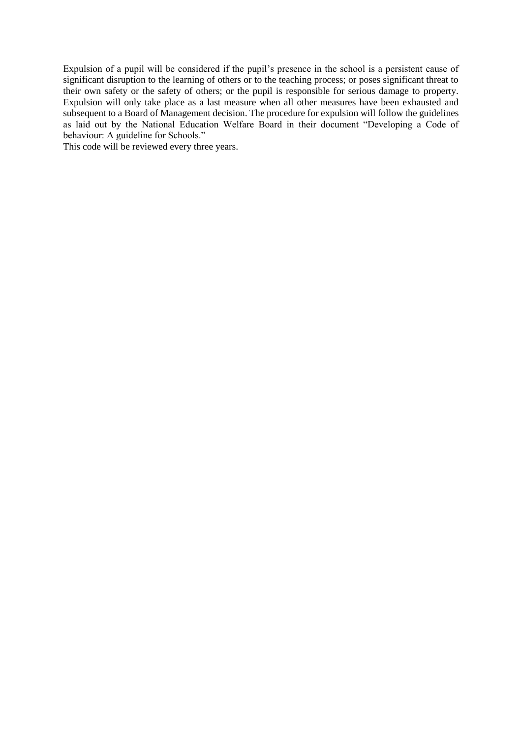Expulsion of a pupil will be considered if the pupil's presence in the school is a persistent cause of significant disruption to the learning of others or to the teaching process; or poses significant threat to their own safety or the safety of others; or the pupil is responsible for serious damage to property. Expulsion will only take place as a last measure when all other measures have been exhausted and subsequent to a Board of Management decision. The procedure for expulsion will follow the guidelines as laid out by the National Education Welfare Board in their document "Developing a Code of behaviour: A guideline for Schools."

This code will be reviewed every three years.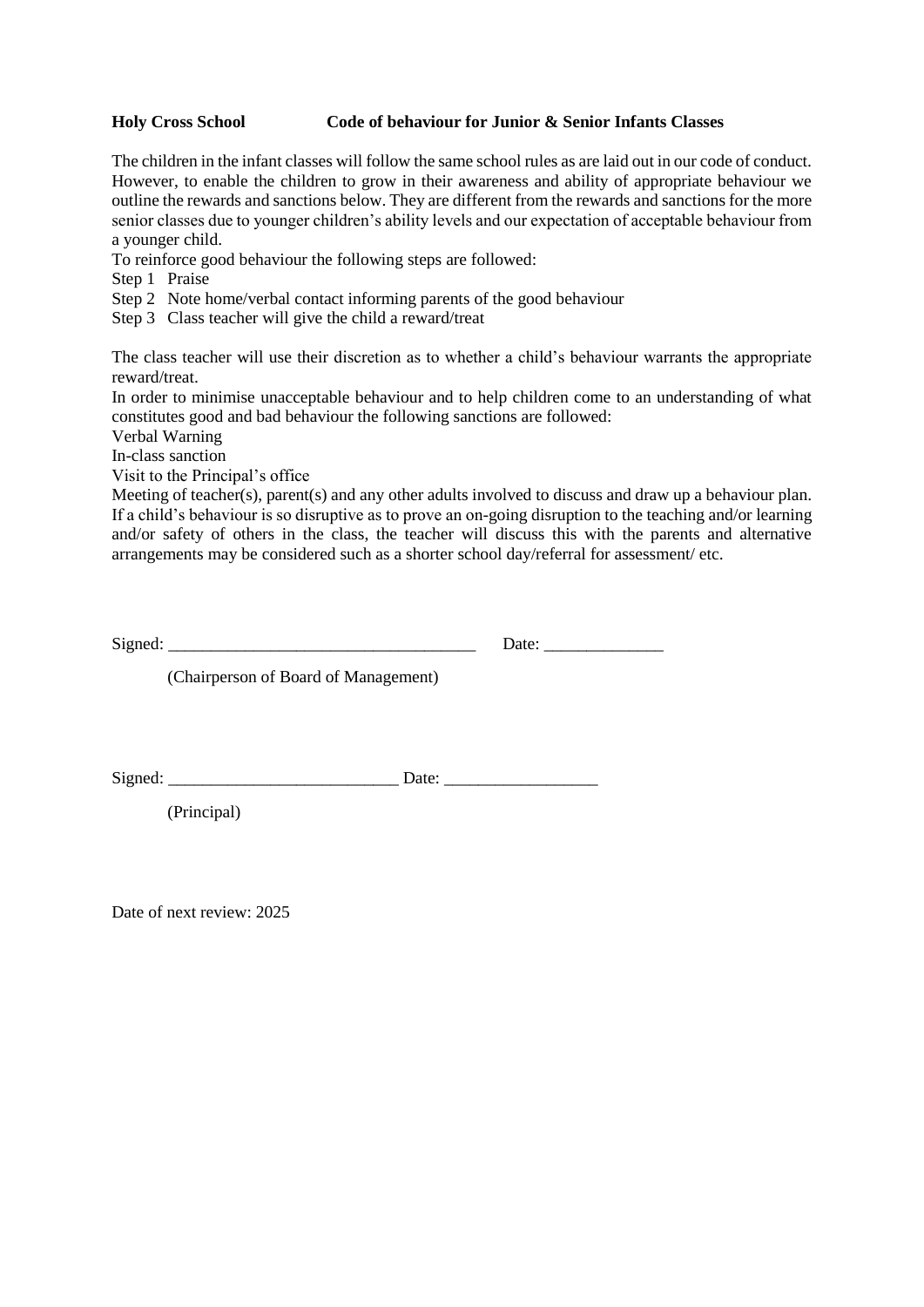**Holy Cross School** **Code of behaviour for Junior & Senior Infants Classes**

The children in the infant classes will follow the same school rules as are laid out in our code of conduct. However, to enable the children to grow in their awareness and ability of appropriate behaviour we outline the rewards and sanctions below. They are different from the rewards and sanctions for the more senior classes due to younger children's ability levels and our expectation of acceptable behaviour from a younger child.

To reinforce good behaviour the following steps are followed:

Step 1 Praise

Step 2 Note home/verbal contact informing parents of the good behaviour

Step 3 Class teacher will give the child a reward/treat

The class teacher will use their discretion as to whether a child's behaviour warrants the appropriate reward/treat.

In order to minimise unacceptable behaviour and to help children come to an understanding of what constitutes good and bad behaviour the following sanctions are followed:

Verbal Warning

In-class sanction

Visit to the Principal's office

Meeting of teacher(s), parent(s) and any other adults involved to discuss and draw up a behaviour plan.

If a child's behaviour is so disruptive as to prove an on-going disruption to the teaching and/or learning and/or safety of others in the class, the teacher will discuss this with the parents and alternative arrangements may be considered such as a shorter school day/referral for assessment/ etc.

Signed: ___________________________________ Date: ______________

(Chairperson of Board of Management)

Signed: ___________________________ Date: __________________

(Principal)

Date of next review: 2025